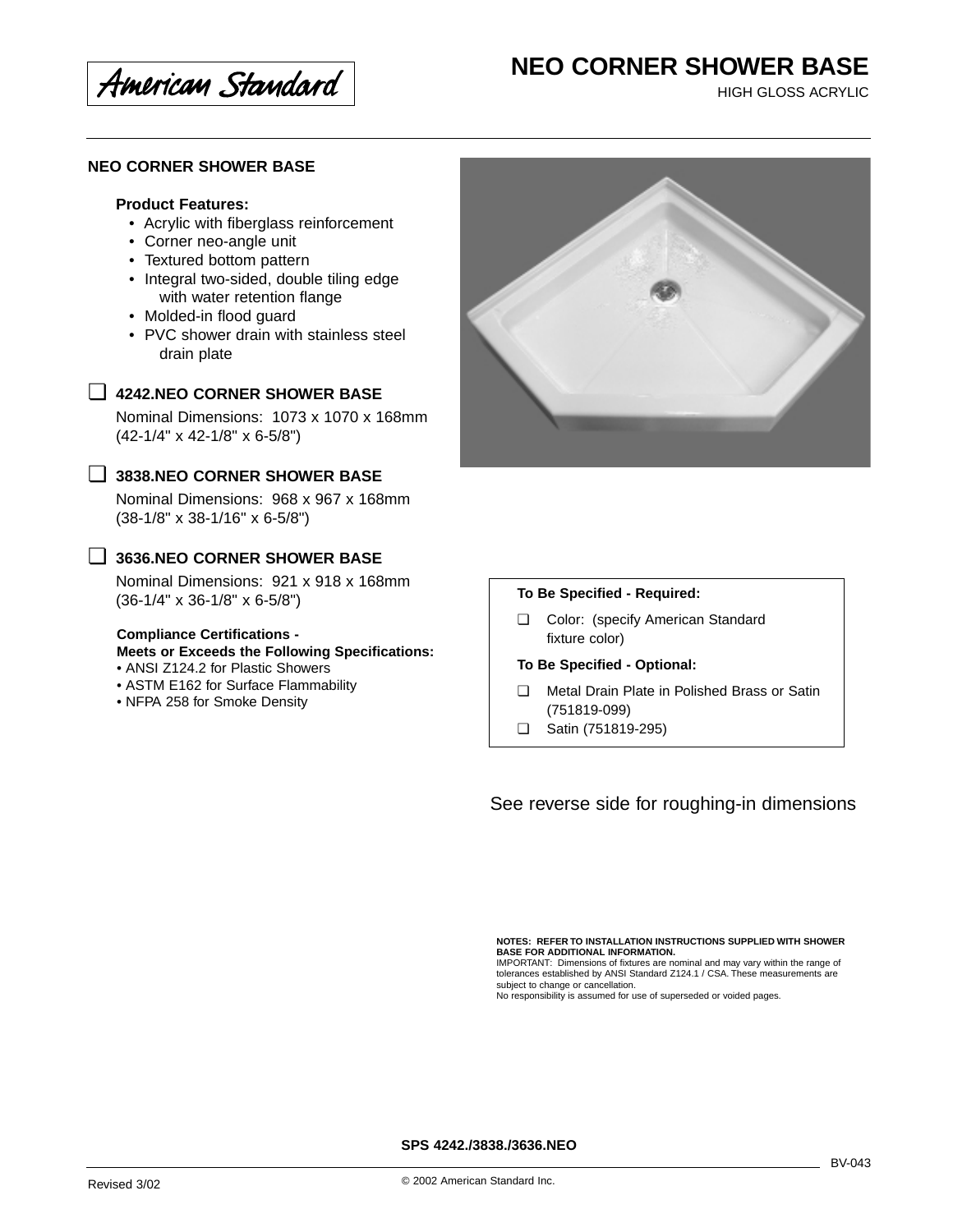American Standard

# NEO CORNER SHOWER BASE

HIGH GLOSS ACRYLIC

## NEO CORNER SHOWER BASE

**Product Features:**

- Acrylic with fiberglass reinforcement
- Corner neo-angle unit
- Textured bottom pattern
- Integral two-sided, double tiling edge with water retention flange
- Molded-in flood guard
- PVC shower drain with stainless steel drain plate

❑ **4242.NEO CORNER SHOWER BASE**

Nominal Dimensions: 1073 x 1070 x 168mm
(42-1/4" x 42-1/8" x 6-5/8")

❑ **3838.NEO CORNER SHOWER BASE**

Nominal Dimensions: 968 x 967 x 168mm
(38-1/8" x 38-1/16" x 6-5/8")

❑ **3636.NEO CORNER SHOWER BASE**

Nominal Dimensions: 921 x 918 x 168mm
(36-1/4" x 36-1/8" x 6-5/8")

**Compliance Certifications -**
**Meets or Exceeds the Following Specifications:**

- ANSI Z124.2 for Plastic Showers
- ASTM E162 for Surface Flammability
- NFPA 258 for Smoke Density

**To Be Specified - Required:**

❑ Color: (specify American Standard fixture color)

**To Be Specified - Optional:**

❑ Metal Drain Plate in Polished Brass or Satin (751819-099)

❑ Satin (751819-295)

See reverse side for roughing-in dimensions

**NOTES: REFER TO INSTALLATION INSTRUCTIONS SUPPLIED WITH SHOWER BASE FOR ADDITIONAL INFORMATION.**
IMPORTANT: Dimensions of fixtures are nominal and may vary within the range of tolerances established by ANSI Standard Z124.1 / CSA. These measurements are subject to change or cancellation.
No responsibility is assumed for use of superseded or voided pages.

**SPS 4242./3838./3636.NEO**

BV-043

Revised 3/02

© 2002 American Standard Inc.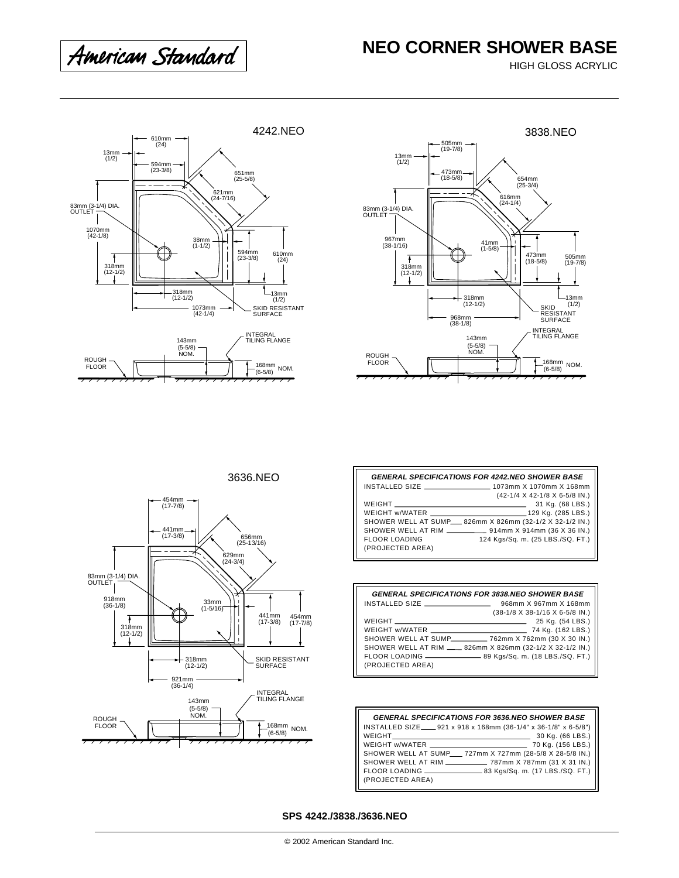American Standard

# NEO CORNER SHOWER BASE

HIGH GLOSS ACRYLIC

## 4242.NEO

610mm (24)
13mm (1/2)
594mm (23-3/8)
651mm (25-5/8)
621mm (24-7/16)
83mm (3-1/4) DIA. OUTLET
1070mm (42-1/8)
38mm (1-1/2)
594mm (23-3/8)
610mm (24)
318mm (12-1/2)
318mm (12-1/2)
13mm (1/2)
1073mm (42-1/4)
SKID RESISTANT SURFACE
143mm (5-5/8) NOM.
INTEGRAL TILING FLANGE
ROUGH FLOOR
168mm (6-5/8) NOM.

## 3838.NEO

505mm (19-7/8)
13mm (1/2)
473mm (18-5/8)
654mm (25-3/4)
616mm (24-1/4)
83mm (3-1/4) DIA. OUTLET
967mm (38-1/16)
41mm (1-5/8)
473mm (18-5/8)
505mm (19-7/8)
318mm (12-1/2)
318mm (12-1/2)
13mm (1/2)
SKID RESISTANT SURFACE
968mm (38-1/8)
INTEGRAL TILING FLANGE
143mm (5-5/8) NOM.
ROUGH FLOOR
168mm (6-5/8) NOM.

## 3636.NEO

454mm (17-7/8)
441mm (17-3/8)
656mm (25-13/16)
629mm (24-3/4)
83mm (3-1/4) DIA. OUTLET
918mm (36-1/8)
33mm (1-5/16)
441mm (17-3/8)
454mm (17-7/8)
318mm (12-1/2)
318mm (12-1/2)
SKID RESISTANT SURFACE
921mm (36-1/4)
INTEGRAL TILING FLANGE
143mm (5-5/8) NOM.
ROUGH FLOOR
168mm (6-5/8) NOM.

### GENERAL SPECIFICATIONS FOR 4242.NEO SHOWER BASE

| | |
|---|---|
| INSTALLED SIZE | 1073mm X 1070mm X 168mm (42-1/4 X 42-1/8 X 6-5/8 IN.) |
| WEIGHT | 31 Kg. (68 LBS.) |
| WEIGHT w/WATER | 129 Kg. (285 LBS.) |
| SHOWER WELL AT SUMP | 826mm X 826mm (32-1/2 X 32-1/2 IN.) |
| SHOWER WELL AT RIM | 914mm X 914mm (36 X 36 IN.) |
| FLOOR LOADING (PROJECTED AREA) | 124 Kgs/Sq. m. (25 LBS./SQ. FT.) |

### GENERAL SPECIFICATIONS FOR 3838.NEO SHOWER BASE

| | |
|---|---|
| INSTALLED SIZE | 968mm X 967mm X 168mm (38-1/8 X 38-1/16 X 6-5/8 IN.) |
| WEIGHT | 25 Kg. (54 LBS.) |
| WEIGHT w/WATER | 74 Kg. (162 LBS.) |
| SHOWER WELL AT SUMP | 762mm X 762mm (30 X 30 IN.) |
| SHOWER WELL AT RIM | 826mm X 826mm (32-1/2 X 32-1/2 IN.) |
| FLOOR LOADING (PROJECTED AREA) | 89 Kgs/Sq. m. (18 LBS./SQ. FT.) |

### GENERAL SPECIFICATIONS FOR 3636.NEO SHOWER BASE

| | |
|---|---|
| INSTALLED SIZE | 921 x 918 x 168mm (36-1/4" x 36-1/8" x 6-5/8") |
| WEIGHT | 30 Kg. (66 LBS.) |
| WEIGHT w/WATER | 70 Kg. (156 LBS.) |
| SHOWER WELL AT SUMP | 727mm X 727mm (28-5/8 X 28-5/8 IN.) |
| SHOWER WELL AT RIM | 787mm X 787mm (31 X 31 IN.) |
| FLOOR LOADING (PROJECTED AREA) | 83 Kgs/Sq. m. (17 LBS./SQ. FT.) |

**SPS 4242./3838./3636.NEO**

© 2002 American Standard Inc.